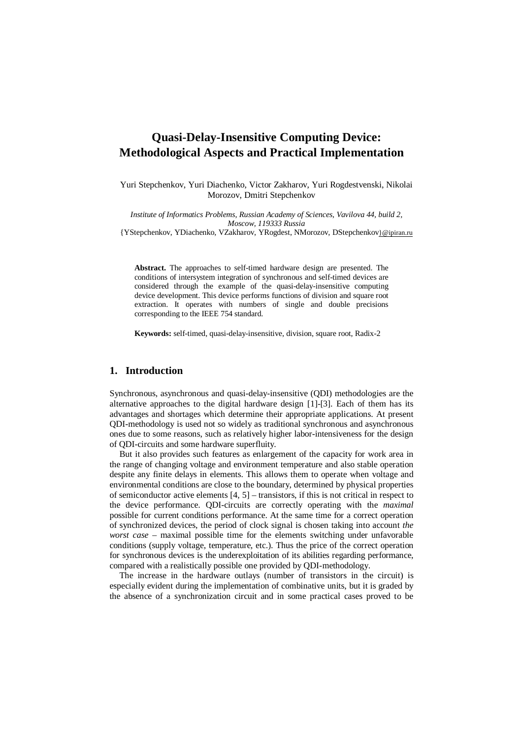# Quasi-Delay-Insensitive Computing Device: Methodological Aspects and Practical Implementation

Yuri Stepchenkov, Yuri Diachenko, Victor Zakharov, Yuri Rogdestvenski, Nikolai Morozov, Dmitri Stepchenkov

*Institute of Informatics Problems, Russian Academy of Sciences, Vavilova 44, build 2, Moscow, 119333 Russia*
{YStepchenkov, YDiachenko, VZakharov, YRogdest, NMorozov, DStepchenkov}@ipiran.ru

**Abstract.** The approaches to self-timed hardware design are presented. The conditions of intersystem integration of synchronous and self-timed devices are considered through the example of the quasi-delay-insensitive computing device development. This device performs functions of division and square root extraction. It operates with numbers of single and double precisions corresponding to the IEEE 754 standard.

**Keywords:** self-timed, quasi-delay-insensitive, division, square root, Radix-2

## 1. Introduction

Synchronous, asynchronous and quasi-delay-insensitive (QDI) methodologies are the alternative approaches to the digital hardware design [1]-[3]. Each of them has its advantages and shortages which determine their appropriate applications. At present QDI-methodology is used not so widely as traditional synchronous and asynchronous ones due to some reasons, such as relatively higher labor-intensiveness for the design of QDI-circuits and some hardware superfluity.

But it also provides such features as enlargement of the capacity for work area in the range of changing voltage and environment temperature and also stable operation despite any finite delays in elements. This allows them to operate when voltage and environmental conditions are close to the boundary, determined by physical properties of semiconductor active elements [4, 5] – transistors, if this is not critical in respect to the device performance. QDI-circuits are correctly operating with the *maximal* possible for current conditions performance. At the same time for a correct operation of synchronized devices, the period of clock signal is chosen taking into account *the worst case* – maximal possible time for the elements switching under unfavorable conditions (supply voltage, temperature, etc.). Thus the price of the correct operation for synchronous devices is the underexploitation of its abilities regarding performance, compared with a realistically possible one provided by QDI-methodology.

The increase in the hardware outlays (number of transistors in the circuit) is especially evident during the implementation of combinative units, but it is graded by the absence of a synchronization circuit and in some practical cases proved to be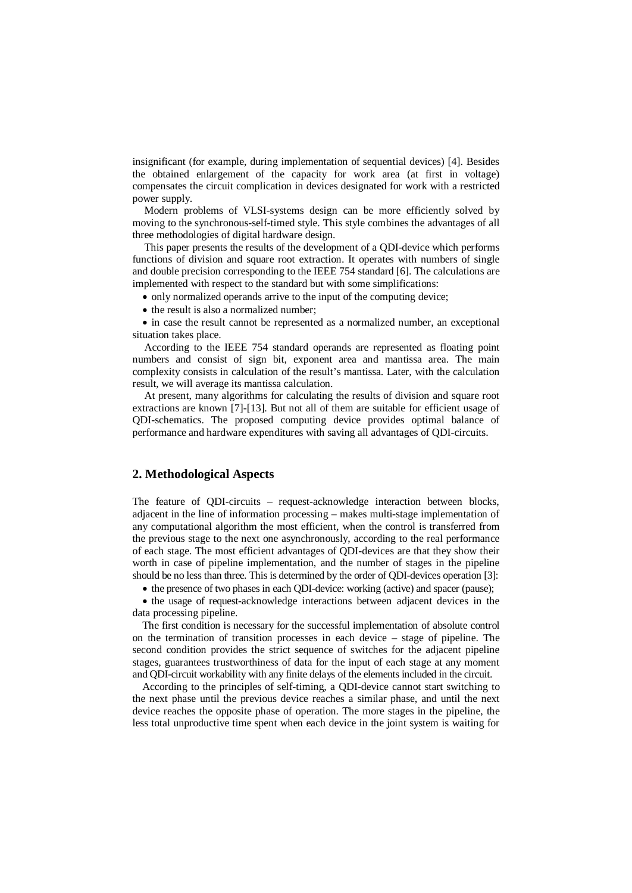insignificant (for example, during implementation of sequential devices) [4]. Besides the obtained enlargement of the capacity for work area (at first in voltage) compensates the circuit complication in devices designated for work with a restricted power supply.

Modern problems of VLSI-systems design can be more efficiently solved by moving to the synchronous-self-timed style. This style combines the advantages of all three methodologies of digital hardware design.

This paper presents the results of the development of a QDI-device which performs functions of division and square root extraction. It operates with numbers of single and double precision corresponding to the IEEE 754 standard [6]. The calculations are implemented with respect to the standard but with some simplifications:

- only normalized operands arrive to the input of the computing device;
- the result is also a normalized number;
- in case the result cannot be represented as a normalized number, an exceptional situation takes place.

According to the IEEE 754 standard operands are represented as floating point numbers and consist of sign bit, exponent area and mantissa area. The main complexity consists in calculation of the result's mantissa. Later, with the calculation result, we will average its mantissa calculation.

At present, many algorithms for calculating the results of division and square root extractions are known [7]-[13]. But not all of them are suitable for efficient usage of QDI-schematics. The proposed computing device provides optimal balance of performance and hardware expenditures with saving all advantages of QDI-circuits.

## 2. Methodological Aspects

The feature of QDI-circuits – request-acknowledge interaction between blocks, adjacent in the line of information processing – makes multi-stage implementation of any computational algorithm the most efficient, when the control is transferred from the previous stage to the next one asynchronously, according to the real performance of each stage. The most efficient advantages of QDI-devices are that they show their worth in case of pipeline implementation, and the number of stages in the pipeline should be no less than three. This is determined by the order of QDI-devices operation [3]:

- the presence of two phases in each QDI-device: working (active) and spacer (pause);
- the usage of request-acknowledge interactions between adjacent devices in the data processing pipeline.

The first condition is necessary for the successful implementation of absolute control on the termination of transition processes in each device – stage of pipeline. The second condition provides the strict sequence of switches for the adjacent pipeline stages, guarantees trustworthiness of data for the input of each stage at any moment and QDI-circuit workability with any finite delays of the elements included in the circuit.

According to the principles of self-timing, a QDI-device cannot start switching to the next phase until the previous device reaches a similar phase, and until the next device reaches the opposite phase of operation. The more stages in the pipeline, the less total unproductive time spent when each device in the joint system is waiting for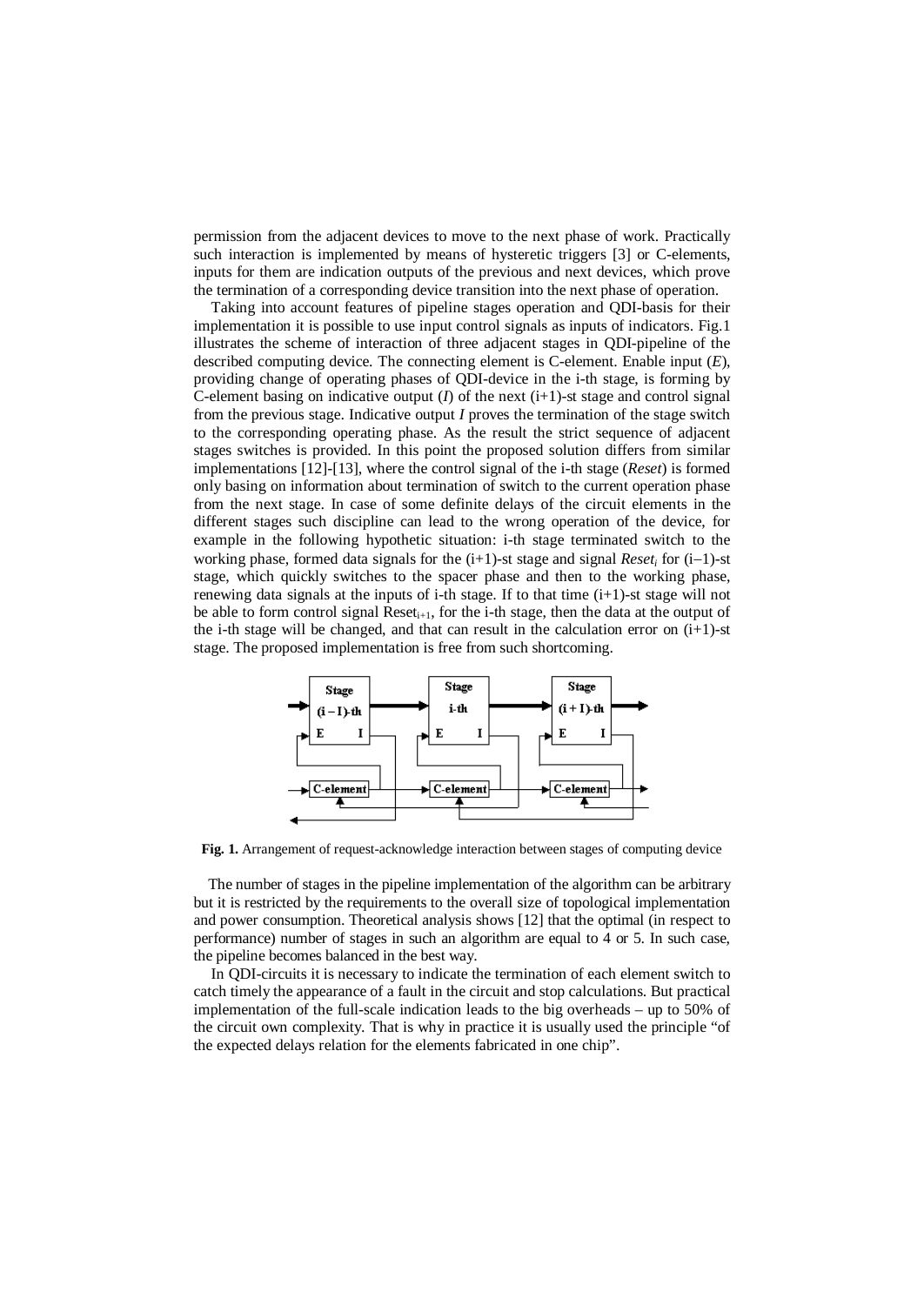permission from the adjacent devices to move to the next phase of work. Practically such interaction is implemented by means of hysteretic triggers [3] or C-elements, inputs for them are indication outputs of the previous and next devices, which prove the termination of a corresponding device transition into the next phase of operation.

Taking into account features of pipeline stages operation and QDI-basis for their implementation it is possible to use input control signals as inputs of indicators. Fig.1 illustrates the scheme of interaction of three adjacent stages in QDI-pipeline of the described computing device. The connecting element is C-element. Enable input (*E*), providing change of operating phases of QDI-device in the i-th stage, is forming by C-element basing on indicative output (*I*) of the next (i+1)-st stage and control signal from the previous stage. Indicative output *I* proves the termination of the stage switch to the corresponding operating phase. As the result the strict sequence of adjacent stages switches is provided. In this point the proposed solution differs from similar implementations [12]-[13], where the control signal of the i-th stage (*Reset*) is formed only basing on information about termination of switch to the current operation phase from the next stage. In case of some definite delays of the circuit elements in the different stages such discipline can lead to the wrong operation of the device, for example in the following hypothetic situation: i-th stage terminated switch to the working phase, formed data signals for the (i+1)-st stage and signal $Reset_i$ for (i–1)-st stage, which quickly switches to the spacer phase and then to the working phase, renewing data signals at the inputs of i-th stage. If to that time (i+1)-st stage will not be able to form control signal $Reset_{i+1}$, for the i-th stage, then the data at the output of the i-th stage will be changed, and that can result in the calculation error on (i+1)-st stage. The proposed implementation is free from such shortcoming.

**Fig. 1.** Arrangement of request-acknowledge interaction between stages of computing device

The number of stages in the pipeline implementation of the algorithm can be arbitrary but it is restricted by the requirements to the overall size of topological implementation and power consumption. Theoretical analysis shows [12] that the optimal (in respect to performance) number of stages in such an algorithm are equal to 4 or 5. In such case, the pipeline becomes balanced in the best way.

In QDI-circuits it is necessary to indicate the termination of each element switch to catch timely the appearance of a fault in the circuit and stop calculations. But practical implementation of the full-scale indication leads to the big overheads – up to 50% of the circuit own complexity. That is why in practice it is usually used the principle "of the expected delays relation for the elements fabricated in one chip".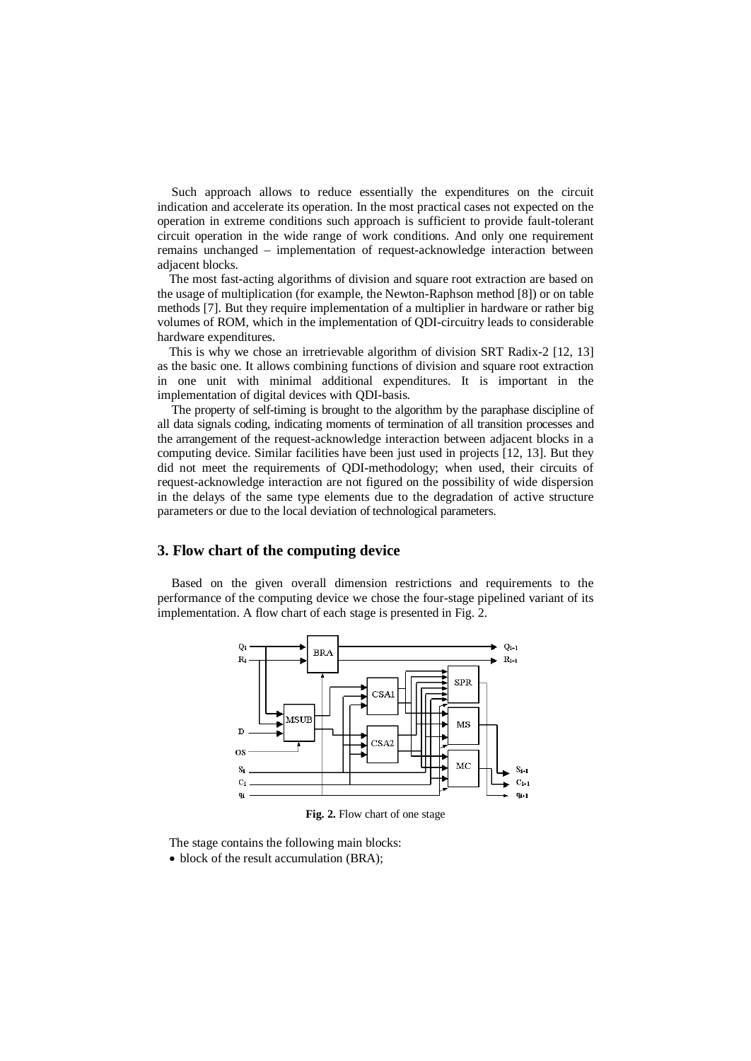Such approach allows to reduce essentially the expenditures on the circuit indication and accelerate its operation. In the most practical cases not expected on the operation in extreme conditions such approach is sufficient to provide fault-tolerant circuit operation in the wide range of work conditions. And only one requirement remains unchanged – implementation of request-acknowledge interaction between adjacent blocks.

The most fast-acting algorithms of division and square root extraction are based on the usage of multiplication (for example, the Newton-Raphson method [8]) or on table methods [7]. But they require implementation of a multiplier in hardware or rather big volumes of ROM, which in the implementation of QDI-circuitry leads to considerable hardware expenditures.

This is why we chose an irretrievable algorithm of division SRT Radix-2 [12, 13] as the basic one. It allows combining functions of division and square root extraction in one unit with minimal additional expenditures. It is important in the implementation of digital devices with QDI-basis.

The property of self-timing is brought to the algorithm by the paraphase discipline of all data signals coding, indicating moments of termination of all transition processes and the arrangement of the request-acknowledge interaction between adjacent blocks in a computing device. Similar facilities have been just used in projects [12, 13]. But they did not meet the requirements of QDI-methodology; when used, their circuits of request-acknowledge interaction are not figured on the possibility of wide dispersion in the delays of the same type elements due to the degradation of active structure parameters or due to the local deviation of technological parameters.

## 3. Flow chart of the computing device

Based on the given overall dimension restrictions and requirements to the performance of the computing device we chose the four-stage pipelined variant of its implementation. A flow chart of each stage is presented in Fig. 2.

**Fig. 2.** Flow chart of one stage

The stage contains the following main blocks:

- block of the result accumulation (BRA);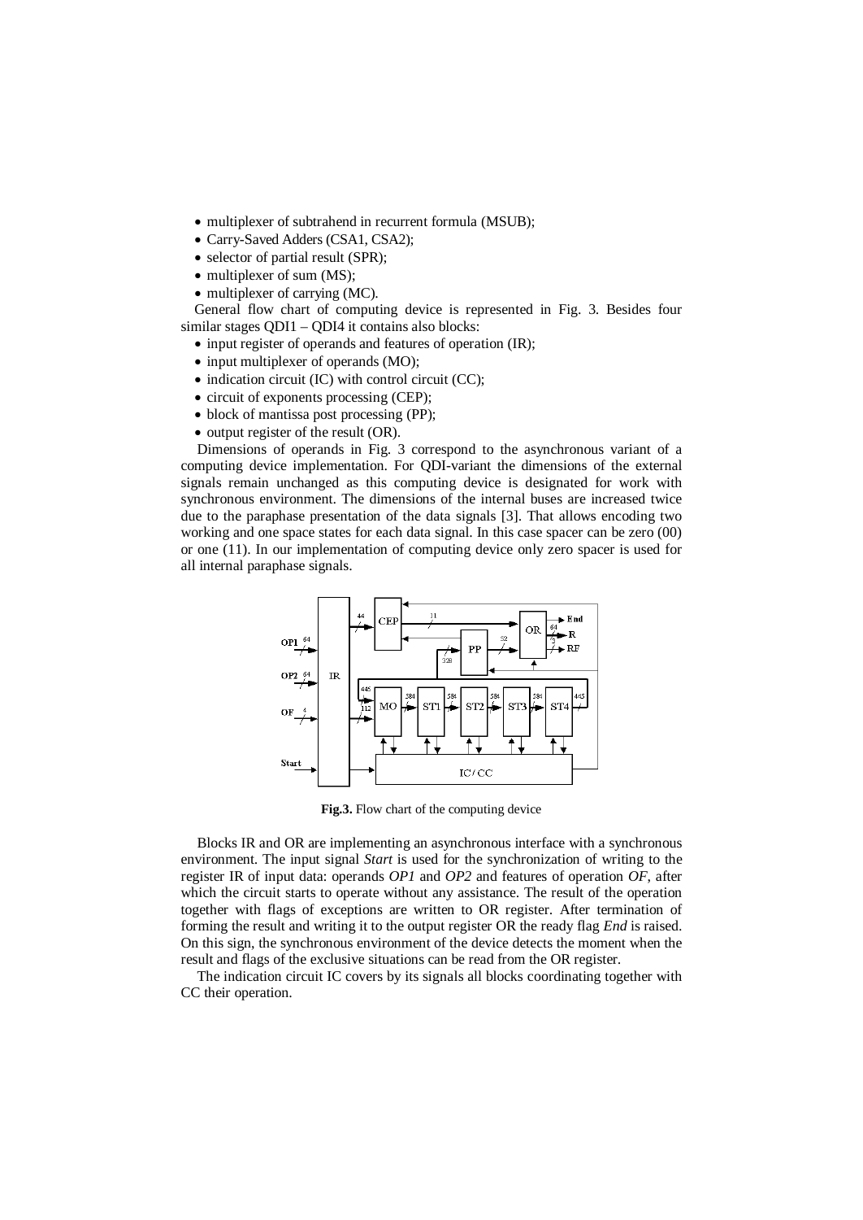- multiplexer of subtrahend in recurrent formula (MSUB);
- Carry-Saved Adders (CSA1, CSA2);
- selector of partial result (SPR);
- multiplexer of sum (MS);
- multiplexer of carrying (MC).

General flow chart of computing device is represented in Fig. 3. Besides four similar stages QDI1 – QDI4 it contains also blocks:

- input register of operands and features of operation (IR);
- input multiplexer of operands (MO);
- indication circuit (IC) with control circuit (CC);
- circuit of exponents processing (CEP);
- block of mantissa post processing (PP);
- output register of the result (OR).

Dimensions of operands in Fig. 3 correspond to the asynchronous variant of a computing device implementation. For QDI-variant the dimensions of the external signals remain unchanged as this computing device is designated for work with synchronous environment. The dimensions of the internal buses are increased twice due to the paraphase presentation of the data signals [3]. That allows encoding two working and one space states for each data signal. In this case spacer can be zero (00) or one (11). In our implementation of computing device only zero spacer is used for all internal paraphase signals.

**Fig.3.** Flow chart of the computing device

Blocks IR and OR are implementing an asynchronous interface with a synchronous environment. The input signal *Start* is used for the synchronization of writing to the register IR of input data: operands *OP1* and *OP2* and features of operation *OF*, after which the circuit starts to operate without any assistance. The result of the operation together with flags of exceptions are written to OR register. After termination of forming the result and writing it to the output register OR the ready flag *End* is raised. On this sign, the synchronous environment of the device detects the moment when the result and flags of the exclusive situations can be read from the OR register.

The indication circuit IC covers by its signals all blocks coordinating together with CC their operation.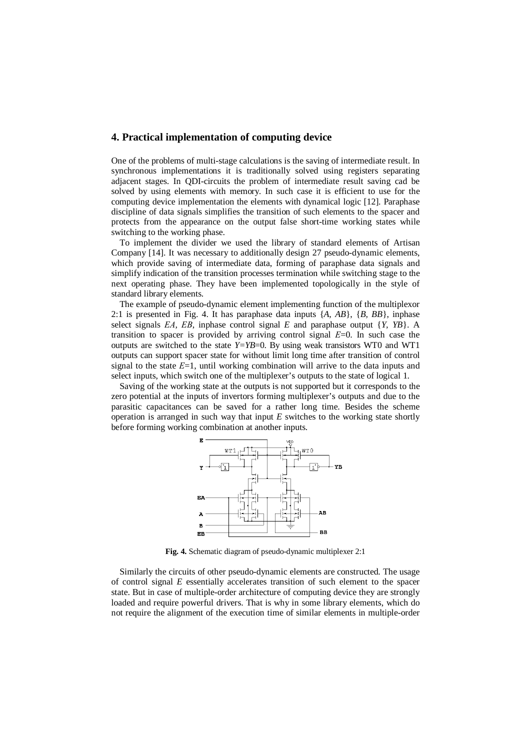## 4. Practical implementation of computing device

One of the problems of multi-stage calculations is the saving of intermediate result. In synchronous implementations it is traditionally solved using registers separating adjacent stages. In QDI-circuits the problem of intermediate result saving cad be solved by using elements with memory. In such case it is efficient to use for the computing device implementation the elements with dynamical logic [12]. Paraphase discipline of data signals simplifies the transition of such elements to the spacer and protects from the appearance on the output false short-time working states while switching to the working phase.

To implement the divider we used the library of standard elements of Artisan Company [14]. It was necessary to additionally design 27 pseudo-dynamic elements, which provide saving of intermediate data, forming of paraphase data signals and simplify indication of the transition processes termination while switching stage to the next operating phase. They have been implemented topologically in the style of standard library elements.

The example of pseudo-dynamic element implementing function of the multiplexor 2:1 is presented in Fig. 4. It has paraphase data inputs {*A*, *AB*}, {*B*, *BB*}, inphase select signals *EA*, *EB*, inphase control signal *E* and paraphase output {*Y*, *YB*}. A transition to spacer is provided by arriving control signal *E*=0. In such case the outputs are switched to the state *Y*=*YB*=0. By using weak transistors WT0 and WT1 outputs can support spacer state for without limit long time after transition of control signal to the state *E*=1, until working combination will arrive to the data inputs and select inputs, which switch one of the multiplexer's outputs to the state of logical 1.

Saving of the working state at the outputs is not supported but it corresponds to the zero potential at the inputs of invertors forming multiplexer's outputs and due to the parasitic capacitances can be saved for a rather long time. Besides the scheme operation is arranged in such way that input *E* switches to the working state shortly before forming working combination at another inputs.

**Fig. 4.** Schematic diagram of pseudo-dynamic multiplexer 2:1

Similarly the circuits of other pseudo-dynamic elements are constructed. The usage of control signal *E* essentially accelerates transition of such element to the spacer state. But in case of multiple-order architecture of computing device they are strongly loaded and require powerful drivers. That is why in some library elements, which do not require the alignment of the execution time of similar elements in multiple-order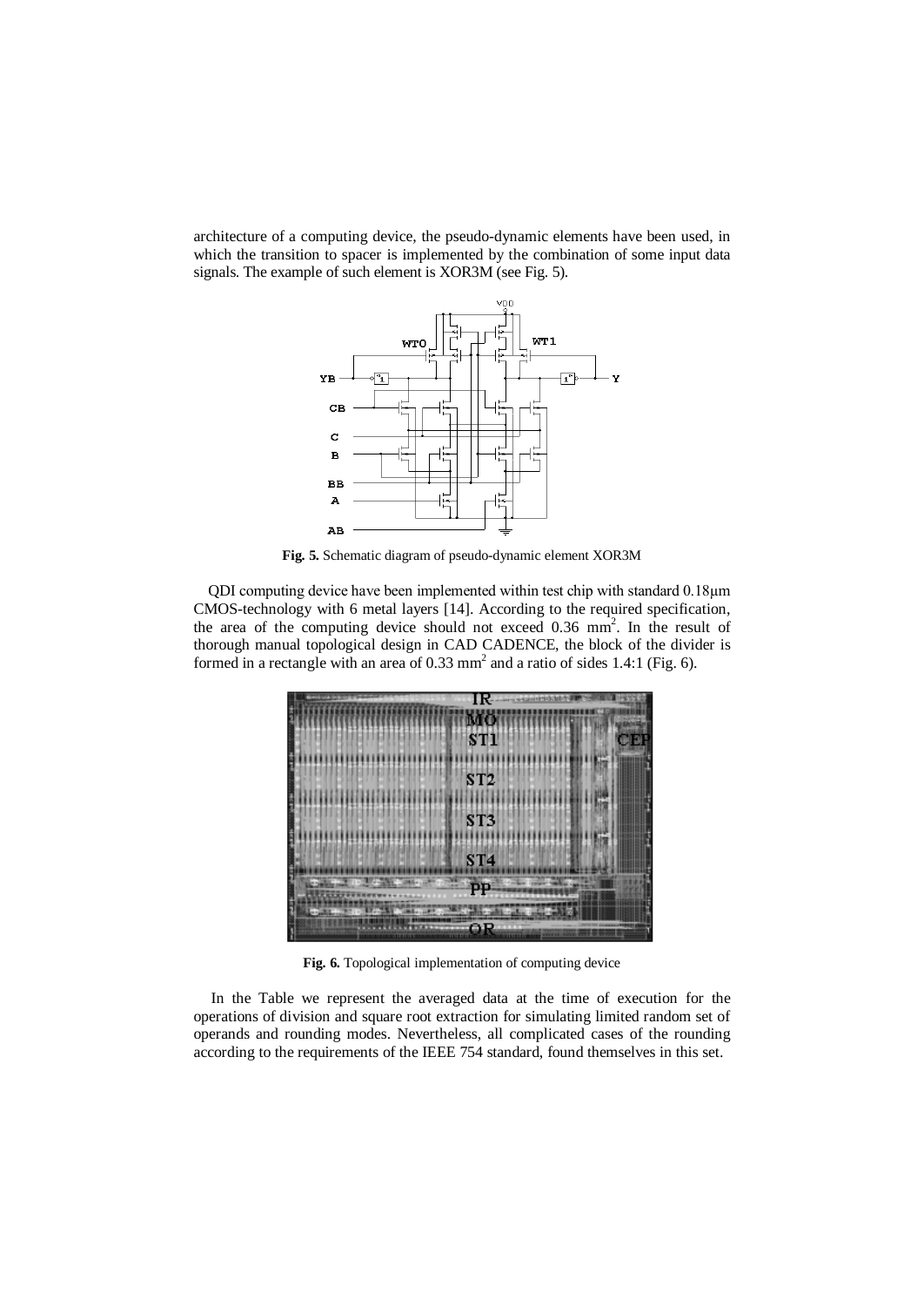architecture of a computing device, the pseudo-dynamic elements have been used, in which the transition to spacer is implemented by the combination of some input data signals. The example of such element is XOR3M (see Fig. 5).

**Fig. 5.** Schematic diagram of pseudo-dynamic element XOR3M

QDI computing device have been implemented within test chip with standard 0.18μm CMOS-technology with 6 metal layers [14]. According to the required specification, the area of the computing device should not exceed 0.36 $mm^2$. In the result of thorough manual topological design in CAD CADENCE, the block of the divider is formed in a rectangle with an area of 0.33 $mm^2$ and a ratio of sides 1.4:1 (Fig. 6).

**Fig. 6.** Topological implementation of computing device

In the Table we represent the averaged data at the time of execution for the operations of division and square root extraction for simulating limited random set of operands and rounding modes. Nevertheless, all complicated cases of the rounding according to the requirements of the IEEE 754 standard, found themselves in this set.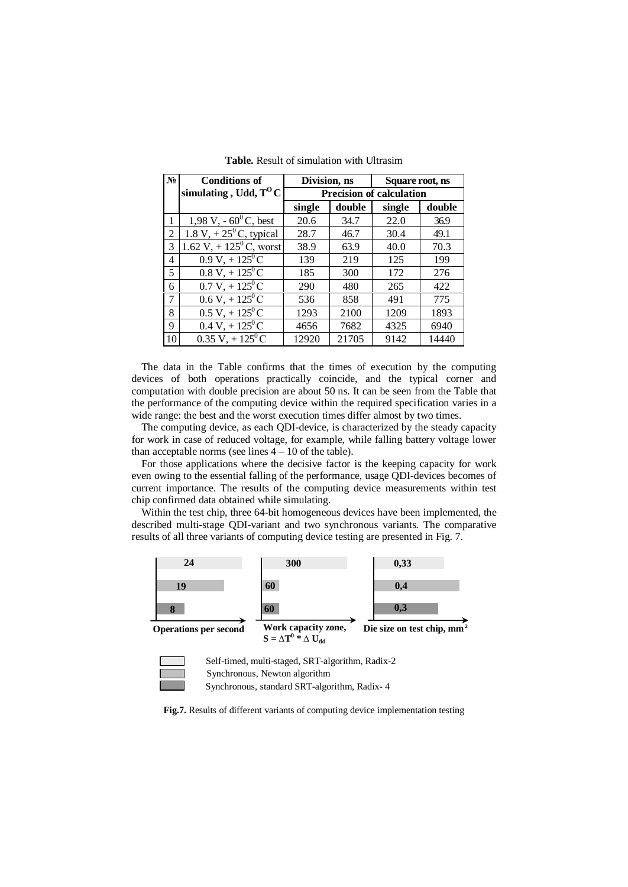**Table.** Result of simulation with Ultrasim

| № | Conditions of simulating , Udd, $T^O$ C | Division, ns | | Square root, ns | |
|---|---|---|---|---|---|
| | | Precision of calculation | | | |
| | | single | double | single | double |
| 1 | 1,98 V, - $60^0$ C, best | 20.6 | 34.7 | 22.0 | 36.9 |
| 2 | 1.8 V, + $25^0$ C, typical | 28.7 | 46.7 | 30.4 | 49.1 |
| 3 | 1.62 V, + $125^0$ C, worst | 38.9 | 63.9 | 40.0 | 70.3 |
| 4 | 0.9 V, + $125^0$ C | 139 | 219 | 125 | 199 |
| 5 | 0.8 V, + $125^0$ C | 185 | 300 | 172 | 276 |
| 6 | 0.7 V, + $125^0$ C | 290 | 480 | 265 | 422 |
| 7 | 0.6 V, + $125^0$ C | 536 | 858 | 491 | 775 |
| 8 | 0.5 V, + $125^0$ C | 1293 | 2100 | 1209 | 1893 |
| 9 | 0.4 V, + $125^0$ C | 4656 | 7682 | 4325 | 6940 |
| 10 | 0.35 V, + $125^0$ C | 12920 | 21705 | 9142 | 14440 |

The data in the Table confirms that the times of execution by the computing devices of both operations practically coincide, and the typical corner and computation with double precision are about 50 ns. It can be seen from the Table that the performance of the computing device within the required specification varies in a wide range: the best and the worst execution times differ almost by two times.

The computing device, as each QDI-device, is characterized by the steady capacity for work in case of reduced voltage, for example, while falling battery voltage lower than acceptable norms (see lines 4 – 10 of the table).

For those applications where the decisive factor is the keeping capacity for work even owing to the essential falling of the performance, usage QDI-devices becomes of current importance. The results of the computing device measurements within test chip confirmed data obtained while simulating.

Within the test chip, three 64-bit homogeneous devices have been implemented, the described multi-stage QDI-variant and two synchronous variants. The comparative results of all three variants of computing device testing are presented in Fig. 7.

| | Operations per second | Work capacity zone, $S = \Delta T^0 * \Delta U_{dd}$ | Die size on test chip, $mm^2$ |
|---|---|---|---|
| Self-timed, multi-staged, SRT-algorithm, Radix-2 | 24 | 300 | 0,33 |
| Synchronous, Newton algorithm | 19 | 60 | 0,4 |
| Synchronous, standard SRT-algorithm, Radix- 4 | 8 | 60 | 0,3 |

**Fig.7.** Results of different variants of computing device implementation testing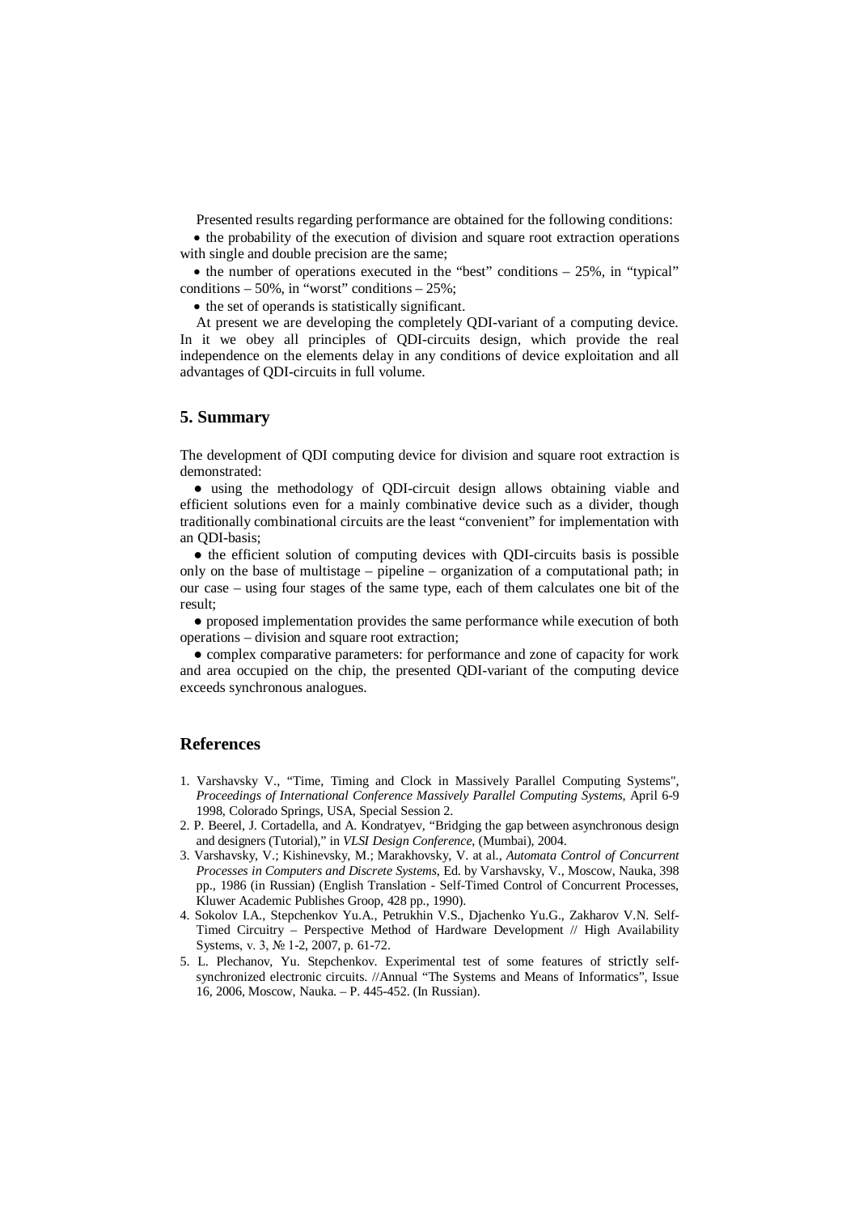Presented results regarding performance are obtained for the following conditions:

- the probability of the execution of division and square root extraction operations with single and double precision are the same;
- the number of operations executed in the "best" conditions – 25%, in "typical" conditions – 50%, in "worst" conditions – 25%;
- the set of operands is statistically significant.

At present we are developing the completely QDI-variant of a computing device. In it we obey all principles of QDI-circuits design, which provide the real independence on the elements delay in any conditions of device exploitation and all advantages of QDI-circuits in full volume.

## 5. Summary

The development of QDI computing device for division and square root extraction is demonstrated:

- using the methodology of QDI-circuit design allows obtaining viable and efficient solutions even for a mainly combinative device such as a divider, though traditionally combinational circuits are the least "convenient" for implementation with an QDI-basis;
- the efficient solution of computing devices with QDI-circuits basis is possible only on the base of multistage – pipeline – organization of a computational path; in our case – using four stages of the same type, each of them calculates one bit of the result;
- proposed implementation provides the same performance while execution of both operations – division and square root extraction;
- complex comparative parameters: for performance and zone of capacity for work and area occupied on the chip, the presented QDI-variant of the computing device exceeds synchronous analogues.

## References

1. Varshavsky V., "Time, Timing and Clock in Massively Parallel Computing Systems", *Proceedings of International Conference Massively Parallel Computing Systems*, April 6-9 1998, Colorado Springs, USA, Special Session 2.
2. P. Beerel, J. Cortadella, and A. Kondratyev, "Bridging the gap between asynchronous design and designers (Tutorial)," in *VLSI Design Conference*, (Mumbai), 2004.
3. Varshavsky, V.; Kishinevsky, M.; Marakhovsky, V. at al., *Automata Control of Concurrent Processes in Computers and Discrete Systems*, Ed. by Varshavsky, V., Moscow, Nauka, 398 pp., 1986 (in Russian) (English Translation - Self-Timed Control of Concurrent Processes, Kluwer Academic Publishes Groop, 428 pp., 1990).
4. Sokolov I.A., Stepchenkov Yu.A., Petrukhin V.S., Djachenko Yu.G., Zakharov V.N. Self-Timed Circuitry – Perspective Method of Hardware Development // High Availability Systems, v. 3, № 1-2, 2007, p. 61-72.
5. L. Plechanov, Yu. Stepchenkov. Experimental test of some features of strictly self-synchronized electronic circuits. //Annual "The Systems and Means of Informatics", Issue 16, 2006, Moscow, Nauka. – P. 445-452. (In Russian).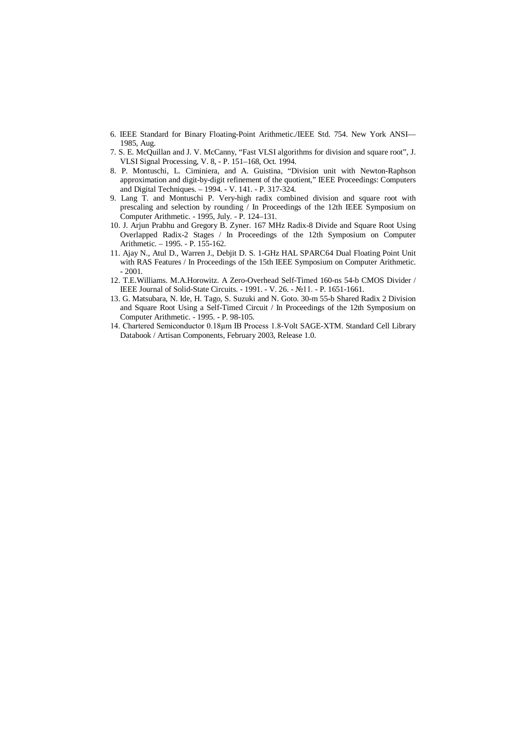6. IEEE Standard for Binary Floating-Point Arithmetic./IEEE Std. 754. New York ANSI—1985, Aug.
7. S. E. McQuillan and J. V. McCanny, “Fast VLSI algorithms for division and square root”, J. VLSI Signal Processing, V. 8, - P. 151–168, Oct. 1994.
8. P. Montuschi, L. Ciminiera, and A. Guistina, “Division unit with Newton-Raphson approximation and digit-by-digit refinement of the quotient,” IEEE Proceedings: Computers and Digital Techniques. – 1994. - V. 141. - P. 317-324.
9. Lang T. and Montuschi P. Very-high radix combined division and square root with prescaling and selection by rounding / In Proceedings of the 12th IEEE Symposium on Computer Arithmetic. - 1995, July. - P. 124–131.
10. J. Arjun Prabhu and Gregory B. Zyner. 167 MHz Radix-8 Divide and Square Root Using Overlapped Radix-2 Stages / In Proceedings of the 12th Symposium on Computer Arithmetic. – 1995. - P. 155-162.
11. Ajay N., Atul D., Warren J., Debjit D. S. 1-GHz HAL SPARC64 Dual Floating Point Unit with RAS Features / In Proceedings of the 15th IEEE Symposium on Computer Arithmetic. - 2001.
12. T.E.Williams. M.A.Horowitz. A Zero-Overhead Self-Timed 160-ns 54-b CMOS Divider / IEEE Journal of Solid-State Circuits. - 1991. - V. 26. - №11. - P. 1651-1661.
13. G. Matsubara, N. Ide, H. Tago, S. Suzuki and N. Goto. 30-m 55-b Shared Radix 2 Division and Square Root Using a Self-Timed Circuit / In Proceedings of the 12th Symposium on Computer Arithmetic. - 1995. - P. 98-105.
14. Chartered Semiconductor 0.18μm IB Process 1.8-Volt SAGE-XTM. Standard Cell Library Databook / Artisan Components, February 2003, Release 1.0.